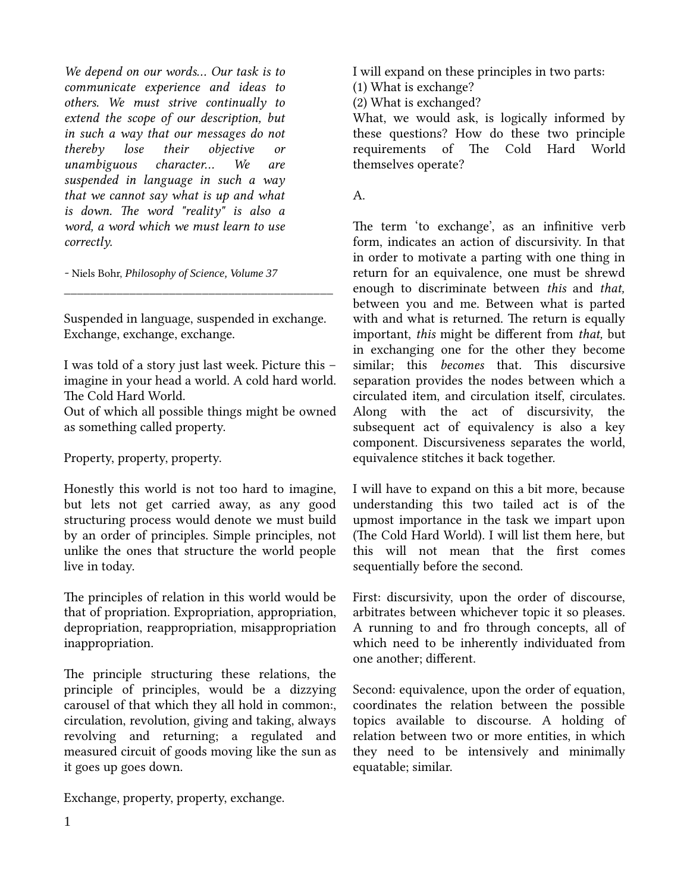*We depend on our words... Our task is to communicate experience and ideas to others. We must strive continually to extend the scope of our description, but in such a way that our messages do not thereby lose their objective or unambiguous character... We are suspended in language in such a way that we cannot say what is up and what is down. The word "reality" is also a word, a word which we must learn to use correctly.*

- Niels Bohr, *Philosophy of Science, Volume 37*

---

Suspended in language, suspended in exchange. Exchange, exchange, exchange.

I was told of a story just last week. Picture this – imagine in your head a world. A cold hard world. The Cold Hard World.
Out of which all possible things might be owned as something called property.

Property, property, property.

Honestly this world is not too hard to imagine, but lets not get carried away, as any good structuring process would denote we must build by an order of principles. Simple principles, not unlike the ones that structure the world people live in today.

The principles of relation in this world would be that of propriation. Expropriation, appropriation, depropriation, reappropriation, misappropriation inappropriation.

The principle structuring these relations, the principle of principles, would be a dizzying carousel of that which they all hold in common:, circulation, revolution, giving and taking, always revolving and returning; a regulated and measured circuit of goods moving like the sun as it goes up goes down.

Exchange, property, property, exchange.

I will expand on these principles in two parts:
(1) What is exchange?
(2) What is exchanged?
What, we would ask, is logically informed by these questions? How do these two principle requirements of The Cold Hard World themselves operate?

A.

The term 'to exchange', as an infinitive verb form, indicates an action of discursivity. In that in order to motivate a parting with one thing in return for an equivalence, one must be shrewd enough to discriminate between *this* and *that,* between you and me. Between what is parted with and what is returned. The return is equally important, *this* might be different from *that,* but in exchanging one for the other they become similar; this *becomes* that. This discursive separation provides the nodes between which a circulated item, and circulation itself, circulates. Along with the act of discursivity, the subsequent act of equivalency is also a key component. Discursiveness separates the world, equivalence stitches it back together.

I will have to expand on this a bit more, because understanding this two tailed act is of the upmost importance in the task we impart upon (The Cold Hard World). I will list them here, but this will not mean that the first comes sequentially before the second.

First: discursivity, upon the order of discourse, arbitrates between whichever topic it so pleases. A running to and fro through concepts, all of which need to be inherently individuated from one another; different.

Second: equivalence, upon the order of equation, coordinates the relation between the possible topics available to discourse. A holding of relation between two or more entities, in which they need to be intensively and minimally equatable; similar.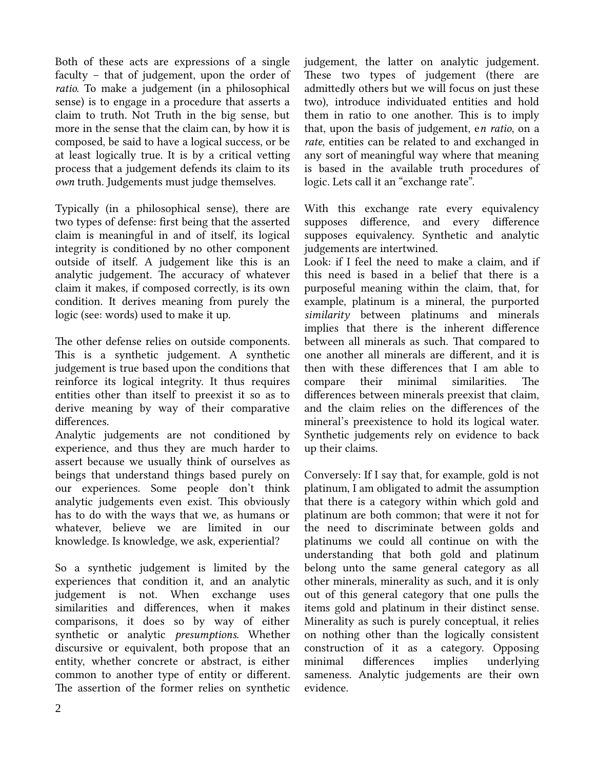Both of these acts are expressions of a single faculty – that of judgement, upon the order of *ratio*. To make a judgement (in a philosophical sense) is to engage in a procedure that asserts a claim to truth. Not Truth in the big sense, but more in the sense that the claim can, by how it is composed, be said to have a logical success, or be at least logically true. It is by a critical vetting process that a judgement defends its claim to its *own* truth. Judgements must judge themselves.

Typically (in a philosophical sense), there are two types of defense: first being that the asserted claim is meaningful in and of itself, its logical integrity is conditioned by no other component outside of itself. A judgement like this is an analytic judgement. The accuracy of whatever claim it makes, if composed correctly, is its own condition. It derives meaning from purely the logic (see: words) used to make it up.

The other defense relies on outside components. This is a synthetic judgement. A synthetic judgement is true based upon the conditions that reinforce its logical integrity. It thus requires entities other than itself to preexist it so as to derive meaning by way of their comparative differences.
Analytic judgements are not conditioned by experience, and thus they are much harder to assert because we usually think of ourselves as beings that understand things based purely on our experiences. Some people don't think analytic judgements even exist. This obviously has to do with the ways that we, as humans or whatever, believe we are limited in our knowledge. Is knowledge, we ask, experiential?

So a synthetic judgement is limited by the experiences that condition it, and an analytic judgement is not. When exchange uses similarities and differences, when it makes comparisons, it does so by way of either synthetic or analytic *presumptions*. Whether discursive or equivalent, both propose that an entity, whether concrete or abstract, is either common to another type of entity or different. The assertion of the former relies on synthetic judgement, the latter on analytic judgement. These two types of judgement (there are admittedly others but we will focus on just these two), introduce individuated entities and hold them in ratio to one another. This is to imply that, upon the basis of judgement, e*n ratio*, on a *rate*, entities can be related to and exchanged in any sort of meaningful way where that meaning is based in the available truth procedures of logic. Lets call it an "exchange rate".

With this exchange rate every equivalency supposes difference, and every difference supposes equivalency. Synthetic and analytic judgements are intertwined.
Look: if I feel the need to make a claim, and if this need is based in a belief that there is a purposeful meaning within the claim, that, for example, platinum is a mineral, the purported *similarity* between platinums and minerals implies that there is the inherent difference between all minerals as such. That compared to one another all minerals are different, and it is then with these differences that I am able to compare their minimal similarities. The differences between minerals preexist that claim, and the claim relies on the differences of the mineral's preexistence to hold its logical water. Synthetic judgements rely on evidence to back up their claims.

Conversely: If I say that, for example, gold is not platinum, I am obligated to admit the assumption that there is a category within which gold and platinum are both common; that were it not for the need to discriminate between golds and platinums we could all continue on with the understanding that both gold and platinum belong unto the same general category as all other minerals, minerality as such, and it is only out of this general category that one pulls the items gold and platinum in their distinct sense. Minerality as such is purely conceptual, it relies on nothing other than the logically consistent construction of it as a category. Opposing minimal differences implies underlying sameness. Analytic judgements are their own evidence.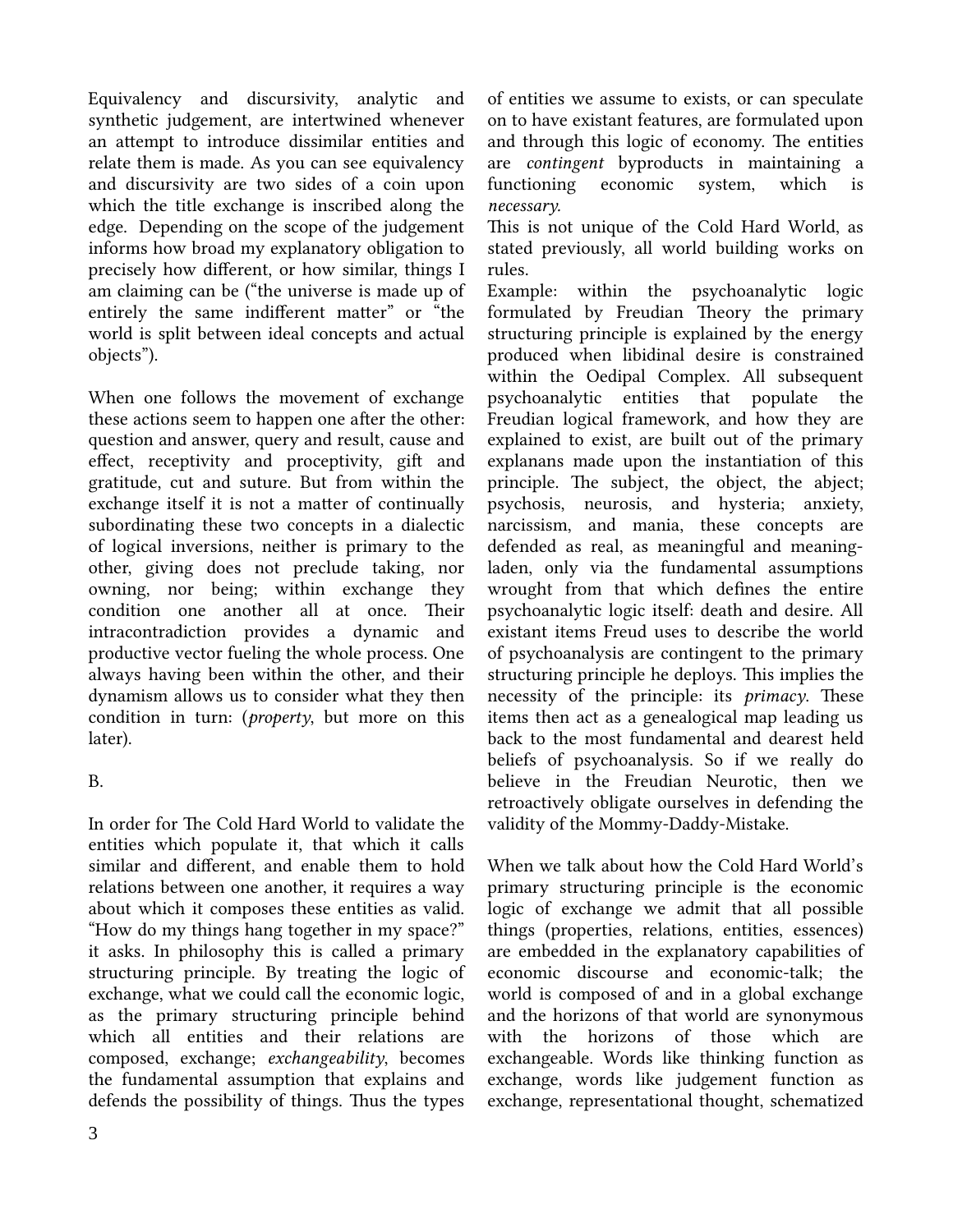Equivalency and discursivity, analytic and synthetic judgement, are intertwined whenever an attempt to introduce dissimilar entities and relate them is made. As you can see equivalency and discursivity are two sides of a coin upon which the title exchange is inscribed along the edge. Depending on the scope of the judgement informs how broad my explanatory obligation to precisely how different, or how similar, things I am claiming can be ("the universe is made up of entirely the same indifferent matter" or "the world is split between ideal concepts and actual objects").

When one follows the movement of exchange these actions seem to happen one after the other: question and answer, query and result, cause and effect, receptivity and proceptivity, gift and gratitude, cut and suture. But from within the exchange itself it is not a matter of continually subordinating these two concepts in a dialectic of logical inversions, neither is primary to the other, giving does not preclude taking, nor owning, nor being; within exchange they condition one another all at once. Their intracontradiction provides a dynamic and productive vector fueling the whole process. One always having been within the other, and their dynamism allows us to consider what they then condition in turn: (*property*, but more on this later).

B.

In order for The Cold Hard World to validate the entities which populate it, that which it calls similar and different, and enable them to hold relations between one another, it requires a way about which it composes these entities as valid. "How do my things hang together in my space?" it asks. In philosophy this is called a primary structuring principle. By treating the logic of exchange, what we could call the economic logic, as the primary structuring principle behind which all entities and their relations are composed, exchange; *exchangeability*, becomes the fundamental assumption that explains and defends the possibility of things. Thus the types of entities we assume to exists, or can speculate on to have existant features, are formulated upon and through this logic of economy. The entities are *contingent* byproducts in maintaining a functioning economic system, which is *necessary.*

This is not unique of the Cold Hard World, as stated previously, all world building works on rules.

Example: within the psychoanalytic logic formulated by Freudian Theory the primary structuring principle is explained by the energy produced when libidinal desire is constrained within the Oedipal Complex. All subsequent psychoanalytic entities that populate the Freudian logical framework, and how they are explained to exist, are built out of the primary explanans made upon the instantiation of this principle. The subject, the object, the abject; psychosis, neurosis, and hysteria; anxiety, narcissism, and mania, these concepts are defended as real, as meaningful and meaning-laden, only via the fundamental assumptions wrought from that which defines the entire psychoanalytic logic itself: death and desire. All existant items Freud uses to describe the world of psychoanalysis are contingent to the primary structuring principle he deploys. This implies the necessity of the principle: its *primacy.* These items then act as a genealogical map leading us back to the most fundamental and dearest held beliefs of psychoanalysis. So if we really do believe in the Freudian Neurotic, then we retroactively obligate ourselves in defending the validity of the Mommy-Daddy-Mistake.

When we talk about how the Cold Hard World's primary structuring principle is the economic logic of exchange we admit that all possible things (properties, relations, entities, essences) are embedded in the explanatory capabilities of economic discourse and economic-talk; the world is composed of and in a global exchange and the horizons of that world are synonymous with the horizons of those which are exchangeable. Words like thinking function as exchange, words like judgement function as exchange, representational thought, schematized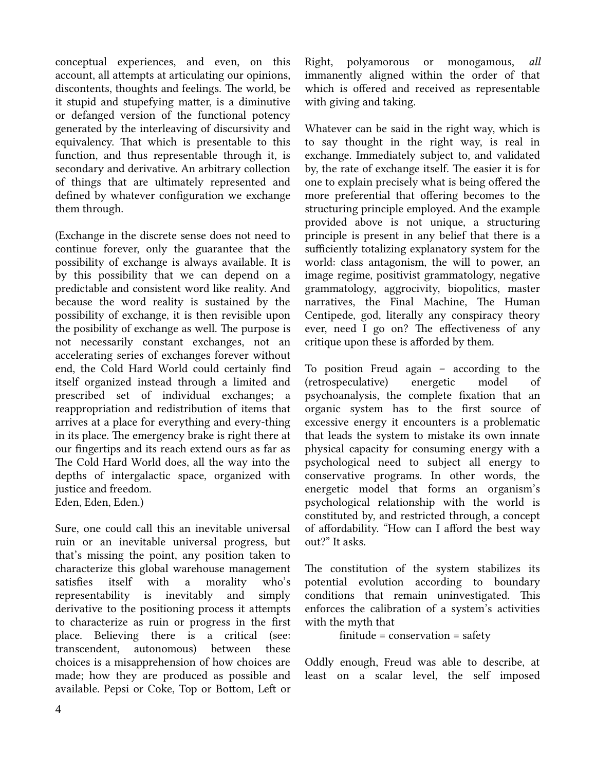conceptual experiences, and even, on this account, all attempts at articulating our opinions, discontents, thoughts and feelings. The world, be it stupid and stupefying matter, is a diminutive or defanged version of the functional potency generated by the interleaving of discursivity and equivalency. That which is presentable to this function, and thus representable through it, is secondary and derivative. An arbitrary collection of things that are ultimately represented and defined by whatever configuration we exchange them through.

(Exchange in the discrete sense does not need to continue forever, only the guarantee that the possibility of exchange is always available. It is by this possibility that we can depend on a predictable and consistent word like reality. And because the word reality is sustained by the possibility of exchange, it is then revisible upon the posibility of exchange as well. The purpose is not necessarily constant exchanges, not an accelerating series of exchanges forever without end, the Cold Hard World could certainly find itself organized instead through a limited and prescribed set of individual exchanges; a reappropriation and redistribution of items that arrives at a place for everything and every-thing in its place. The emergency brake is right there at our fingertips and its reach extend ours as far as The Cold Hard World does, all the way into the depths of intergalactic space, organized with justice and freedom.
Eden, Eden, Eden.)

Sure, one could call this an inevitable universal ruin or an inevitable universal progress, but that's missing the point, any position taken to characterize this global warehouse management satisfies itself with a morality who's representability is inevitably and simply derivative to the positioning process it attempts to characterize as ruin or progress in the first place. Believing there is a critical (see: transcendent, autonomous) between these choices is a misapprehension of how choices are made; how they are produced as possible and available. Pepsi or Coke, Top or Bottom, Left or Right, polyamorous or monogamous, *all* immanently aligned within the order of that which is offered and received as representable with giving and taking.

Whatever can be said in the right way, which is to say thought in the right way, is real in exchange. Immediately subject to, and validated by, the rate of exchange itself. The easier it is for one to explain precisely what is being offered the more preferential that offering becomes to the structuring principle employed. And the example provided above is not unique, a structuring principle is present in any belief that there is a sufficiently totalizing explanatory system for the world: class antagonism, the will to power, an image regime, positivist grammatology, negative grammatology, aggrocivity, biopolitics, master narratives, the Final Machine, The Human Centipede, god, literally any conspiracy theory ever, need I go on? The effectiveness of any critique upon these is afforded by them.

To position Freud again – according to the (retrospeculative) energetic model of psychoanalysis, the complete fixation that an organic system has to the first source of excessive energy it encounters is a problematic that leads the system to mistake its own innate physical capacity for consuming energy with a psychological need to subject all energy to conservative programs. In other words, the energetic model that forms an organism's psychological relationship with the world is constituted by, and restricted through, a concept of affordability. "How can I afford the best way out?" It asks.

The constitution of the system stabilizes its potential evolution according to boundary conditions that remain uninvestigated. This enforces the calibration of a system's activities with the myth that

finitude = conservation = safety

Oddly enough, Freud was able to describe, at least on a scalar level, the self imposed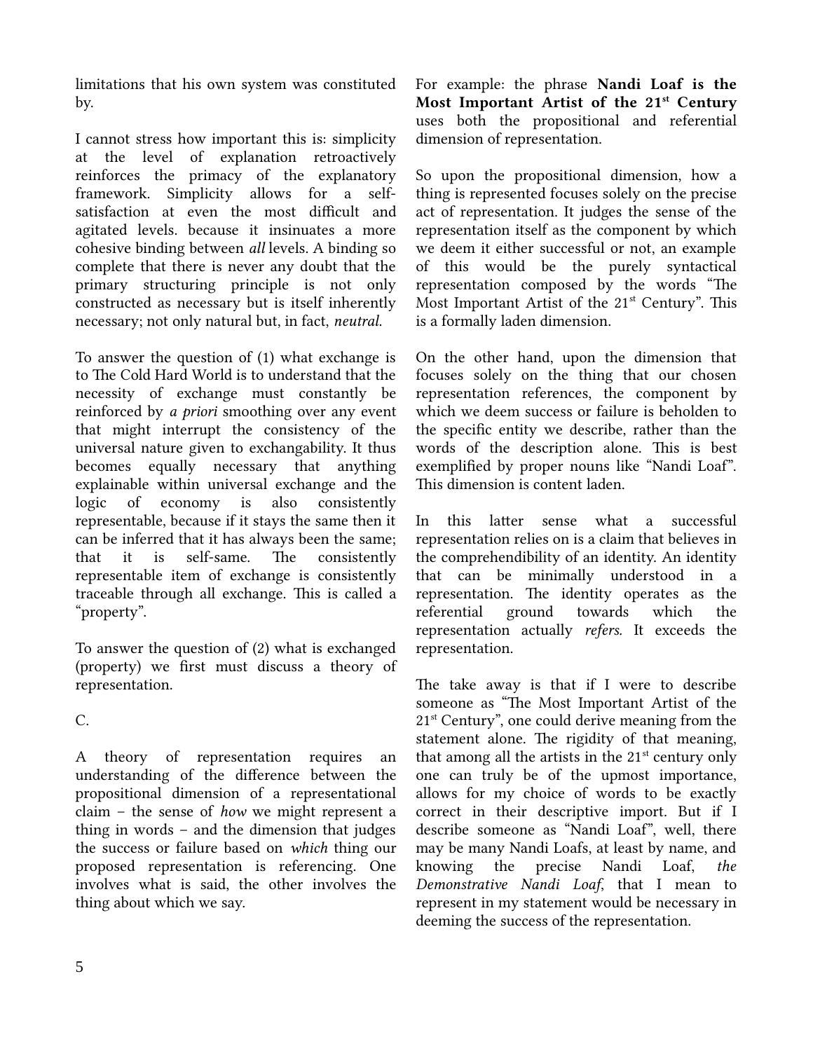limitations that his own system was constituted by.

I cannot stress how important this is: simplicity at the level of explanation retroactively reinforces the primacy of the explanatory framework. Simplicity allows for a self-satisfaction at even the most difficult and agitated levels. because it insinuates a more cohesive binding between *all* levels. A binding so complete that there is never any doubt that the primary structuring principle is not only constructed as necessary but is itself inherently necessary; not only natural but, in fact, *neutral.*

To answer the question of (1) what exchange is to The Cold Hard World is to understand that the necessity of exchange must constantly be reinforced by *a priori* smoothing over any event that might interrupt the consistency of the universal nature given to exchangability. It thus becomes equally necessary that anything explainable within universal exchange and the logic of economy is also consistently representable, because if it stays the same then it can be inferred that it has always been the same; that it is self-same. The consistently representable item of exchange is consistently traceable through all exchange. This is called a "property".

To answer the question of (2) what is exchanged (property) we first must discuss a theory of representation.

C.

A theory of representation requires an understanding of the difference between the propositional dimension of a representational claim – the sense of *how* we might represent a thing in words – and the dimension that judges the success or failure based on *which* thing our proposed representation is referencing. One involves what is said, the other involves the thing about which we say.

For example: the phrase **Nandi Loaf is the Most Important Artist of the 21st Century** uses both the propositional and referential dimension of representation.

So upon the propositional dimension, how a thing is represented focuses solely on the precise act of representation. It judges the sense of the representation itself as the component by which we deem it either successful or not, an example of this would be the purely syntactical representation composed by the words "The Most Important Artist of the 21st Century". This is a formally laden dimension.

On the other hand, upon the dimension that focuses solely on the thing that our chosen representation references, the component by which we deem success or failure is beholden to the specific entity we describe, rather than the words of the description alone. This is best exemplified by proper nouns like "Nandi Loaf". This dimension is content laden.

In this latter sense what a successful representation relies on is a claim that believes in the comprehendibility of an identity. An identity that can be minimally understood in a representation. The identity operates as the referential ground towards which the representation actually *refers.* It exceeds the representation.

The take away is that if I were to describe someone as "The Most Important Artist of the 21st Century", one could derive meaning from the statement alone. The rigidity of that meaning, that among all the artists in the 21st century only one can truly be of the upmost importance, allows for my choice of words to be exactly correct in their descriptive import. But if I describe someone as "Nandi Loaf", well, there may be many Nandi Loafs, at least by name, and knowing the precise Nandi Loaf, *the Demonstrative Nandi Loaf*, that I mean to represent in my statement would be necessary in deeming the success of the representation.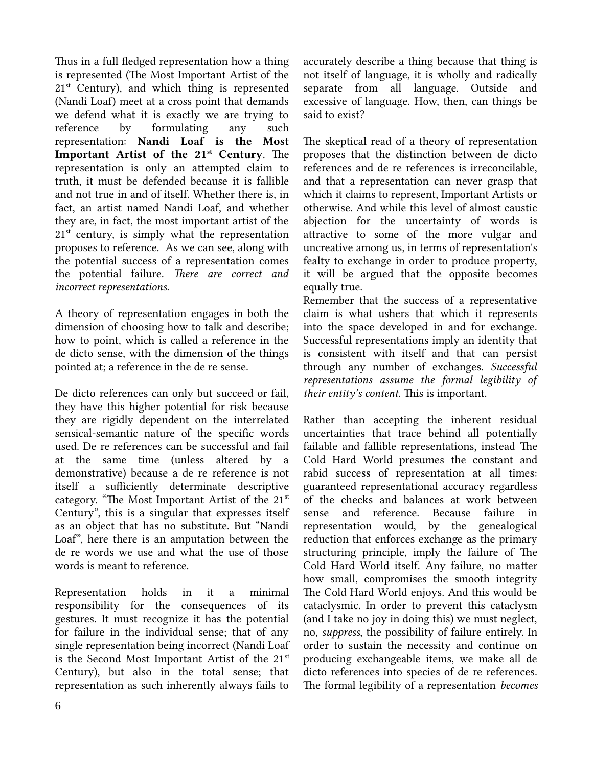Thus in a full fledged representation how a thing is represented (The Most Important Artist of the 21st Century), and which thing is represented (Nandi Loaf) meet at a cross point that demands we defend what it is exactly we are trying to reference by formulating any such representation: **Nandi Loaf is the Most Important Artist of the 21st Century**. The representation is only an attempted claim to truth, it must be defended because it is fallible and not true in and of itself. Whether there is, in fact, an artist named Nandi Loaf, and whether they are, in fact, the most important artist of the 21st century, is simply what the representation proposes to reference. As we can see, along with the potential success of a representation comes the potential failure. *There are correct and incorrect representations.*

A theory of representation engages in both the dimension of choosing how to talk and describe; how to point, which is called a reference in the de dicto sense, with the dimension of the things pointed at; a reference in the de re sense.

De dicto references can only but succeed or fail, they have this higher potential for risk because they are rigidly dependent on the interrelated sensical-semantic nature of the specific words used. De re references can be successful and fail at the same time (unless altered by a demonstrative) because a de re reference is not itself a sufficiently determinate descriptive category. "The Most Important Artist of the 21st Century", this is a singular that expresses itself as an object that has no substitute. But "Nandi Loaf", here there is an amputation between the de re words we use and what the use of those words is meant to reference.

Representation holds in it a minimal responsibility for the consequences of its gestures. It must recognize it has the potential for failure in the individual sense; that of any single representation being incorrect (Nandi Loaf is the Second Most Important Artist of the 21st Century), but also in the total sense; that representation as such inherently always fails to accurately describe a thing because that thing is not itself of language, it is wholly and radically separate from all language. Outside and excessive of language. How, then, can things be said to exist?

The skeptical read of a theory of representation proposes that the distinction between de dicto references and de re references is irreconcilable, and that a representation can never grasp that which it claims to represent, Important Artists or otherwise. And while this level of almost caustic abjection for the uncertainty of words is attractive to some of the more vulgar and uncreative among us, in terms of representation's fealty to exchange in order to produce property, it will be argued that the opposite becomes equally true.

Remember that the success of a representative claim is what ushers that which it represents into the space developed in and for exchange. Successful representations imply an identity that is consistent with itself and that can persist through any number of exchanges. *Successful representations assume the formal legibility of their entity's content.* This is important.

Rather than accepting the inherent residual uncertainties that trace behind all potentially failable and fallible representations, instead The Cold Hard World presumes the constant and rabid success of representation at all times: guaranteed representational accuracy regardless of the checks and balances at work between sense and reference. Because failure in representation would, by the genealogical reduction that enforces exchange as the primary structuring principle, imply the failure of The Cold Hard World itself. Any failure, no matter how small, compromises the smooth integrity The Cold Hard World enjoys. And this would be cataclysmic. In order to prevent this cataclysm (and I take no joy in doing this) we must neglect, no, *suppress*, the possibility of failure entirely. In order to sustain the necessity and continue on producing exchangeable items, we make all de dicto references into species of de re references. The formal legibility of a representation *becomes*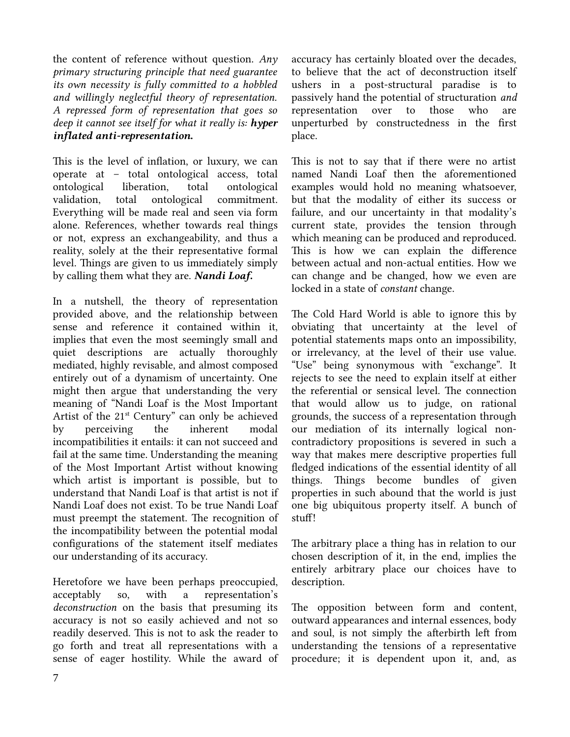the content of reference without question. *Any primary structuring principle that need guarantee its own necessity is fully committed to a hobbled and willingly neglectful theory of representation. A repressed form of representation that goes so deep it cannot see itself for what it really is:* ***hyper inflated anti-representation.***

This is the level of inflation, or luxury, we can operate at – total ontological access, total ontological liberation, total ontological validation, total ontological commitment. Everything will be made real and seen via form alone. References, whether towards real things or not, express an exchangeability, and thus a reality, solely at the their representative formal level. Things are given to us immediately simply by calling them what they are. ***Nandi Loaf.***

In a nutshell, the theory of representation provided above, and the relationship between sense and reference it contained within it, implies that even the most seemingly small and quiet descriptions are actually thoroughly mediated, highly revisable, and almost composed entirely out of a dynamism of uncertainty. One might then argue that understanding the very meaning of "Nandi Loaf is the Most Important Artist of the 21st Century" can only be achieved by perceiving the inherent modal incompatibilities it entails: it can not succeed and fail at the same time. Understanding the meaning of the Most Important Artist without knowing which artist is important is possible, but to understand that Nandi Loaf is that artist is not if Nandi Loaf does not exist. To be true Nandi Loaf must preempt the statement. The recognition of the incompatibility between the potential modal configurations of the statement itself mediates our understanding of its accuracy.

Heretofore we have been perhaps preoccupied, acceptably so, with a representation's *deconstruction* on the basis that presuming its accuracy is not so easily achieved and not so readily deserved. This is not to ask the reader to go forth and treat all representations with a sense of eager hostility. While the award of accuracy has certainly bloated over the decades, to believe that the act of deconstruction itself ushers in a post-structural paradise is to passively hand the potential of structuration *and* representation over to those who are unperturbed by constructedness in the first place.

This is not to say that if there were no artist named Nandi Loaf then the aforementioned examples would hold no meaning whatsoever, but that the modality of either its success or failure, and our uncertainty in that modality's current state, provides the tension through which meaning can be produced and reproduced. This is how we can explain the difference between actual and non-actual entities. How we can change and be changed, how we even are locked in a state of *constant* change.

The Cold Hard World is able to ignore this by obviating that uncertainty at the level of potential statements maps onto an impossibility, or irrelevancy, at the level of their use value. "Use" being synonymous with "exchange". It rejects to see the need to explain itself at either the referential or sensical level. The connection that would allow us to judge, on rational grounds, the success of a representation through our mediation of its internally logical non-contradictory propositions is severed in such a way that makes mere descriptive properties full fledged indications of the essential identity of all things. Things become bundles of given properties in such abound that the world is just one big ubiquitous property itself. A bunch of stuff!

The arbitrary place a thing has in relation to our chosen description of it, in the end, implies the entirely arbitrary place our choices have to description.

The opposition between form and content, outward appearances and internal essences, body and soul, is not simply the afterbirth left from understanding the tensions of a representative procedure; it is dependent upon it, and, as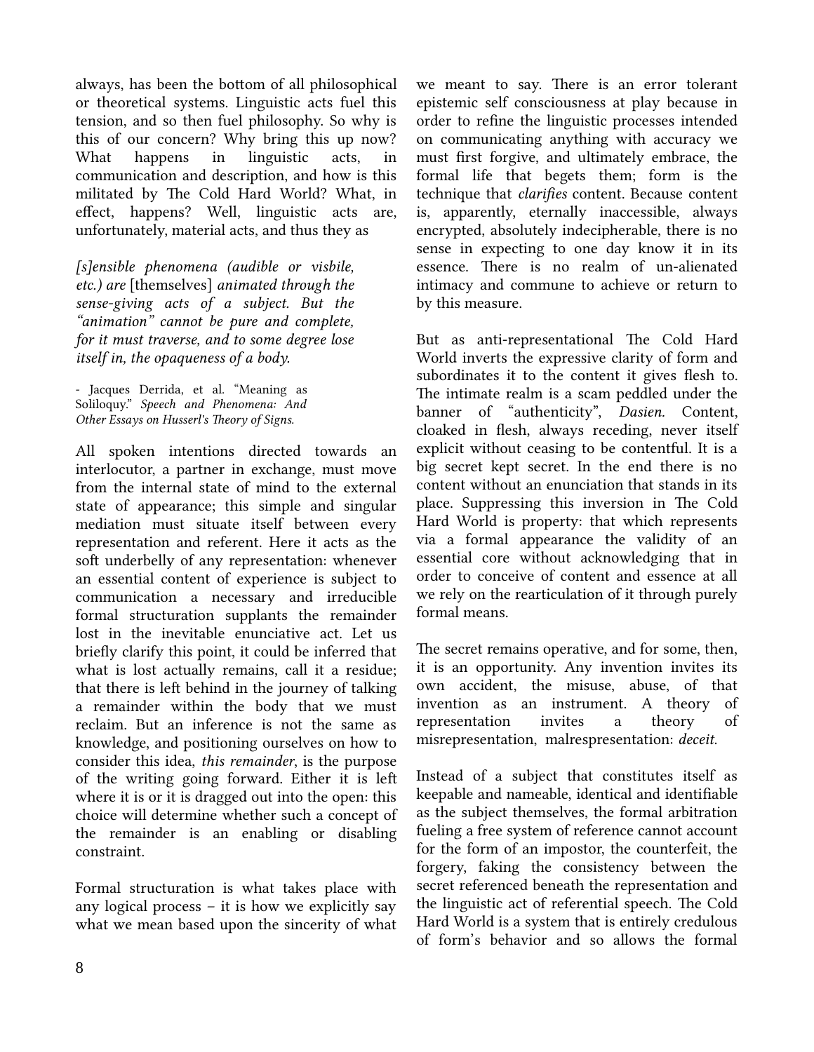always, has been the bottom of all philosophical or theoretical systems. Linguistic acts fuel this tension, and so then fuel philosophy. So why is this of our concern? Why bring this up now? What happens in linguistic acts, in communication and description, and how is this militated by The Cold Hard World? What, in effect, happens? Well, linguistic acts are, unfortunately, material acts, and thus they as

> *[s]ensible phenomena (audible or visbile, etc.) are* [themselves] *animated through the sense-giving acts of a subject. But the "animation" cannot be pure and complete, for it must traverse, and to some degree lose itself in, the opaqueness of a body.*
>
> - Jacques Derrida, et al. "Meaning as Soliloquy." *Speech and Phenomena: And Other Essays on Husserl's Theory of Signs.*

All spoken intentions directed towards an interlocutor, a partner in exchange, must move from the internal state of mind to the external state of appearance; this simple and singular mediation must situate itself between every representation and referent. Here it acts as the soft underbelly of any representation: whenever an essential content of experience is subject to communication a necessary and irreducible formal structuration supplants the remainder lost in the inevitable enunciative act. Let us briefly clarify this point, it could be inferred that what is lost actually remains, call it a residue; that there is left behind in the journey of talking a remainder within the body that we must reclaim. But an inference is not the same as knowledge, and positioning ourselves on how to consider this idea, *this remainder*, is the purpose of the writing going forward. Either it is left where it is or it is dragged out into the open: this choice will determine whether such a concept of the remainder is an enabling or disabling constraint.

Formal structuration is what takes place with any logical process – it is how we explicitly say what we mean based upon the sincerity of what we meant to say. There is an error tolerant epistemic self consciousness at play because in order to refine the linguistic processes intended on communicating anything with accuracy we must first forgive, and ultimately embrace, the formal life that begets them; form is the technique that *clarifies* content. Because content is, apparently, eternally inaccessible, always encrypted, absolutely indecipherable, there is no sense in expecting to one day know it in its essence. There is no realm of un-alienated intimacy and commune to achieve or return to by this measure.

But as anti-representational The Cold Hard World inverts the expressive clarity of form and subordinates it to the content it gives flesh to. The intimate realm is a scam peddled under the banner of "authenticity", *Dasien.* Content, cloaked in flesh, always receding, never itself explicit without ceasing to be contentful. It is a big secret kept secret. In the end there is no content without an enunciation that stands in its place. Suppressing this inversion in The Cold Hard World is property: that which represents via a formal appearance the validity of an essential core without acknowledging that in order to conceive of content and essence at all we rely on the rearticulation of it through purely formal means.

The secret remains operative, and for some, then, it is an opportunity. Any invention invites its own accident, the misuse, abuse, of that invention as an instrument. A theory of representation invites a theory of misrepresentation, malrespresentation: *deceit.*

Instead of a subject that constitutes itself as keepable and nameable, identical and identifiable as the subject themselves, the formal arbitration fueling a free system of reference cannot account for the form of an impostor, the counterfeit, the forgery, faking the consistency between the secret referenced beneath the representation and the linguistic act of referential speech. The Cold Hard World is a system that is entirely credulous of form's behavior and so allows the formal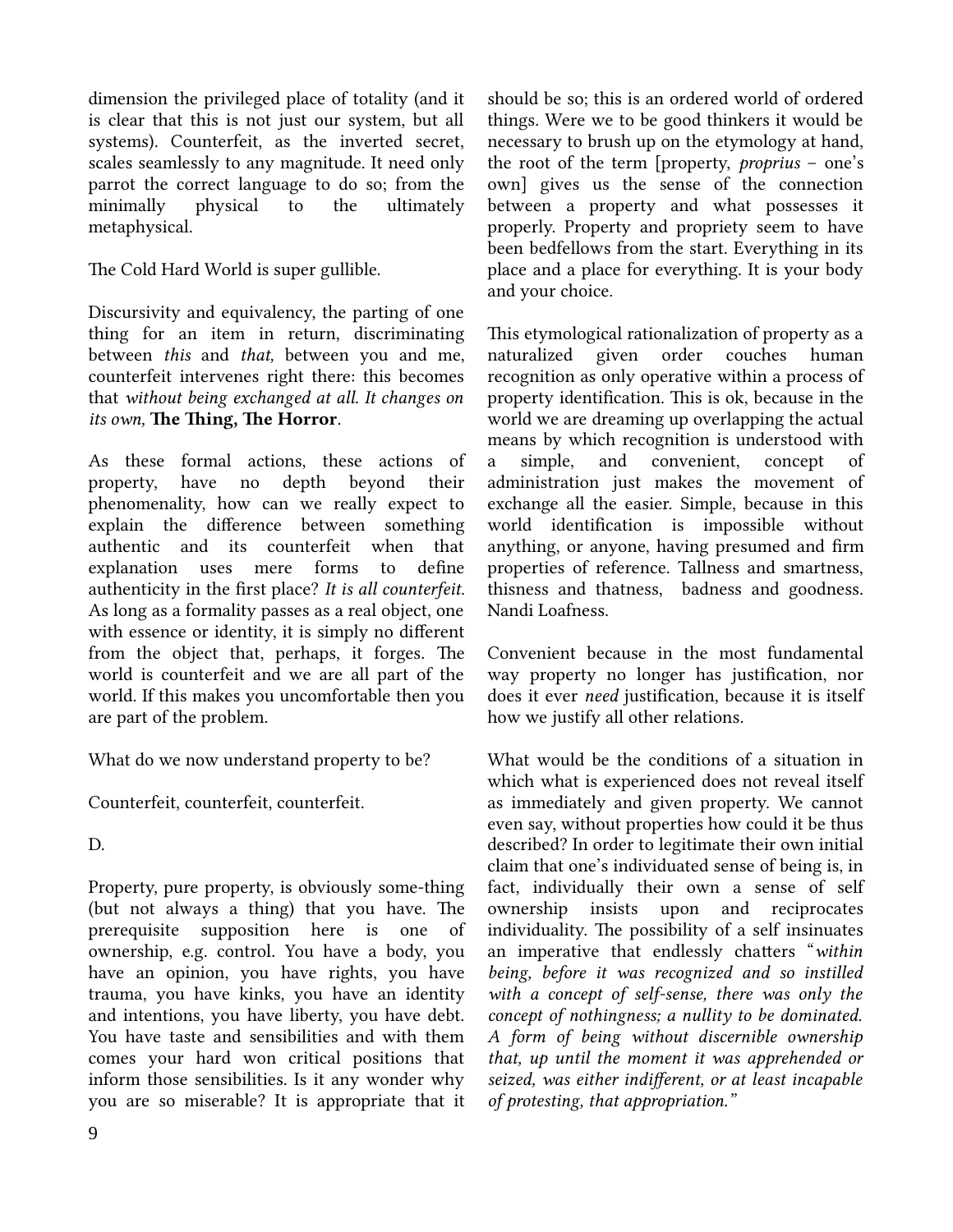dimension the privileged place of totality (and it is clear that this is not just our system, but all systems). Counterfeit, as the inverted secret, scales seamlessly to any magnitude. It need only parrot the correct language to do so; from the minimally physical to the ultimately metaphysical.

The Cold Hard World is super gullible.

Discursivity and equivalency, the parting of one thing for an item in return, discriminating between *this* and *that,* between you and me, counterfeit intervenes right there: this becomes that *without being exchanged at all. It changes on its own,* **The Thing, The Horror**.

As these formal actions, these actions of property, have no depth beyond their phenomenality, how can we really expect to explain the difference between something authentic and its counterfeit when that explanation uses mere forms to define authenticity in the first place? *It is all counterfeit.* As long as a formality passes as a real object, one with essence or identity, it is simply no different from the object that, perhaps, it forges. The world is counterfeit and we are all part of the world. If this makes you uncomfortable then you are part of the problem.

What do we now understand property to be?

Counterfeit, counterfeit, counterfeit.

D.

Property, pure property, is obviously some-thing (but not always a thing) that you have. The prerequisite supposition here is one of ownership, e.g. control. You have a body, you have an opinion, you have rights, you have trauma, you have kinks, you have an identity and intentions, you have liberty, you have debt. You have taste and sensibilities and with them comes your hard won critical positions that inform those sensibilities. Is it any wonder why you are so miserable? It is appropriate that it should be so; this is an ordered world of ordered things. Were we to be good thinkers it would be necessary to brush up on the etymology at hand, the root of the term [property, *proprius* – one's own] gives us the sense of the connection between a property and what possesses it properly. Property and propriety seem to have been bedfellows from the start. Everything in its place and a place for everything. It is your body and your choice.

This etymological rationalization of property as a naturalized given order couches human recognition as only operative within a process of property identification. This is ok, because in the world we are dreaming up overlapping the actual means by which recognition is understood with a simple, and convenient, concept of administration just makes the movement of exchange all the easier. Simple, because in this world identification is impossible without anything, or anyone, having presumed and firm properties of reference. Tallness and smartness, thisness and thatness, badness and goodness. Nandi Loafness.

Convenient because in the most fundamental way property no longer has justification, nor does it ever *need* justification, because it is itself how we justify all other relations.

What would be the conditions of a situation in which what is experienced does not reveal itself as immediately and given property. We cannot even say, without properties how could it be thus described? In order to legitimate their own initial claim that one's individuated sense of being is, in fact, individually their own a sense of self ownership insists upon and reciprocates individuality. The possibility of a self insinuates an imperative that endlessly chatters "*within being, before it was recognized and so instilled with a concept of self-sense, there was only the concept of nothingness; a nullity to be dominated. A form of being without discernible ownership that, up until the moment it was apprehended or seized, was either indifferent, or at least incapable of protesting, that appropriation.*"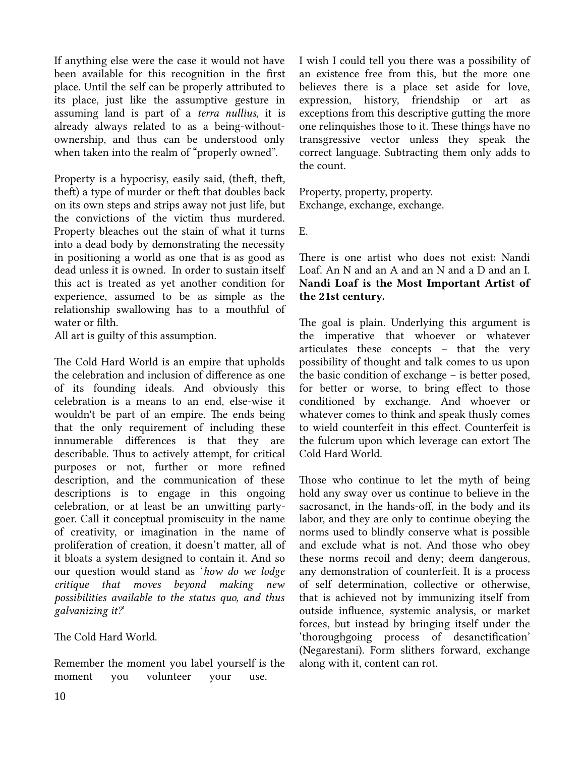If anything else were the case it would not have been available for this recognition in the first place. Until the self can be properly attributed to its place, just like the assumptive gesture in assuming land is part of a *terra nullius,* it is already always related to as a being-without-ownership, and thus can be understood only when taken into the realm of "properly owned".

Property is a hypocrisy, easily said, (theft, theft, theft) a type of murder or theft that doubles back on its own steps and strips away not just life, but the convictions of the victim thus murdered. Property bleaches out the stain of what it turns into a dead body by demonstrating the necessity in positioning a world as one that is as good as dead unless it is owned. In order to sustain itself this act is treated as yet another condition for experience, assumed to be as simple as the relationship swallowing has to a mouthful of water or filth.
All art is guilty of this assumption.

The Cold Hard World is an empire that upholds the celebration and inclusion of difference as one of its founding ideals. And obviously this celebration is a means to an end, else-wise it wouldn't be part of an empire. The ends being that the only requirement of including these innumerable differences is that they are describable. Thus to actively attempt, for critical purposes or not, further or more refined description, and the communication of these descriptions is to engage in this ongoing celebration, or at least be an unwitting party-goer. Call it conceptual promiscuity in the name of creativity, or imagination in the name of proliferation of creation, it doesn't matter, all of it bloats a system designed to contain it. And so our question would stand as '*how do we lodge critique that moves beyond making new possibilities available to the status quo, and thus galvanizing it?*'

The Cold Hard World.

Remember the moment you label yourself is the moment you volunteer your use. I wish I could tell you there was a possibility of an existence free from this, but the more one believes there is a place set aside for love, expression, history, friendship or art as exceptions from this descriptive gutting the more one relinquishes those to it. These things have no transgressive vector unless they speak the correct language. Subtracting them only adds to the count.

Property, property, property.
Exchange, exchange, exchange.

E.

There is one artist who does not exist: Nandi Loaf. An N and an A and an N and a D and an I. **Nandi Loaf is the Most Important Artist of the 21st century.**

The goal is plain. Underlying this argument is the imperative that whoever or whatever articulates these concepts – that the very possibility of thought and talk comes to us upon the basic condition of exchange – is better posed, for better or worse, to bring effect to those conditioned by exchange. And whoever or whatever comes to think and speak thusly comes to wield counterfeit in this effect. Counterfeit is the fulcrum upon which leverage can extort The Cold Hard World.

Those who continue to let the myth of being hold any sway over us continue to believe in the sacrosanct, in the hands-off, in the body and its labor, and they are only to continue obeying the norms used to blindly conserve what is possible and exclude what is not. And those who obey these norms recoil and deny; deem dangerous, any demonstration of counterfeit. It is a process of self determination, collective or otherwise, that is achieved not by immunizing itself from outside influence, systemic analysis, or market forces, but instead by bringing itself under the 'thoroughgoing process of desanctification' (Negarestani). Form slithers forward, exchange along with it, content can rot.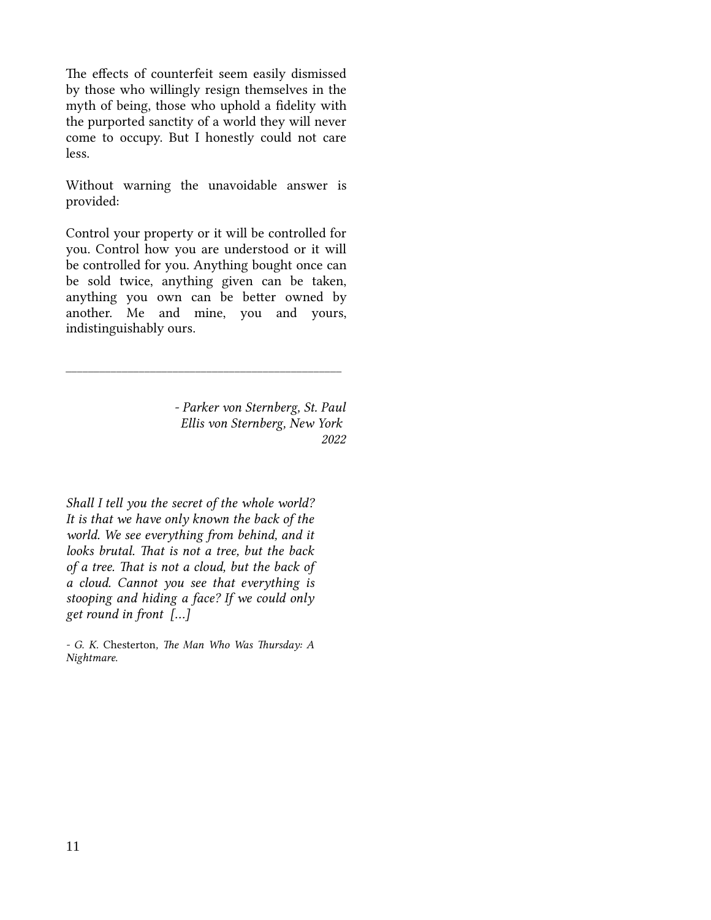The effects of counterfeit seem easily dismissed by those who willingly resign themselves in the myth of being, those who uphold a fidelity with the purported sanctity of a world they will never come to occupy. But I honestly could not care less.

Without warning the unavoidable answer is provided:

Control your property or it will be controlled for you. Control how you are understood or it will be controlled for you. Anything bought once can be sold twice, anything given can be taken, anything you own can be better owned by another. Me and mine, you and yours, indistinguishably ours.

---

*- Parker von Sternberg, St. Paul*
*Ellis von Sternberg, New York*
*2022*

*Shall I tell you the secret of the whole world? It is that we have only known the back of the world. We see everything from behind, and it looks brutal. That is not a tree, but the back of a tree. That is not a cloud, but the back of a cloud. Cannot you see that everything is stooping and hiding a face? If we could only get round in front [...]*

*- G. K.* Chesterton*, The Man Who Was Thursday: A Nightmare.*